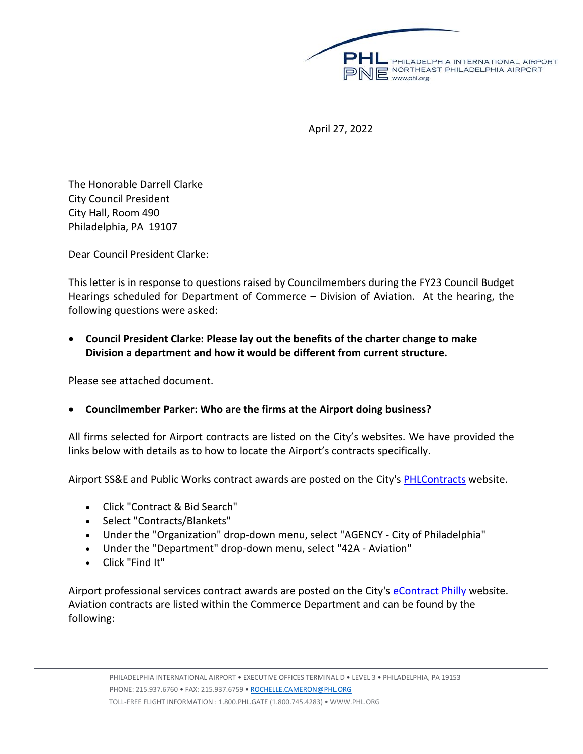PHL PHILADELPHIA INTERNATIONAL AIRPORT
PNE NORTHEAST PHILADELPHIA AIRPORT
www.phl.org

April 27, 2022

The Honorable Darrell Clarke
City Council President
City Hall, Room 490
Philadelphia, PA 19107

Dear Council President Clarke:

This letter is in response to questions raised by Councilmembers during the FY23 Council Budget Hearings scheduled for Department of Commerce – Division of Aviation. At the hearing, the following questions were asked:

- **Council President Clarke: Please lay out the benefits of the charter change to make Division a department and how it would be different from current structure.**

Please see attached document.

- **Councilmember Parker: Who are the firms at the Airport doing business?**

All firms selected for Airport contracts are listed on the City's websites. We have provided the links below with details as to how to locate the Airport's contracts specifically.

Airport SS&E and Public Works contract awards are posted on the City's PHLContracts website.

- Click "Contract & Bid Search"
- Select "Contracts/Blankets"
- Under the "Organization" drop-down menu, select "AGENCY - City of Philadelphia"
- Under the "Department" drop-down menu, select "42A - Aviation"
- Click "Find It"

Airport professional services contract awards are posted on the City's eContract Philly website. Aviation contracts are listed within the Commerce Department and can be found by the following: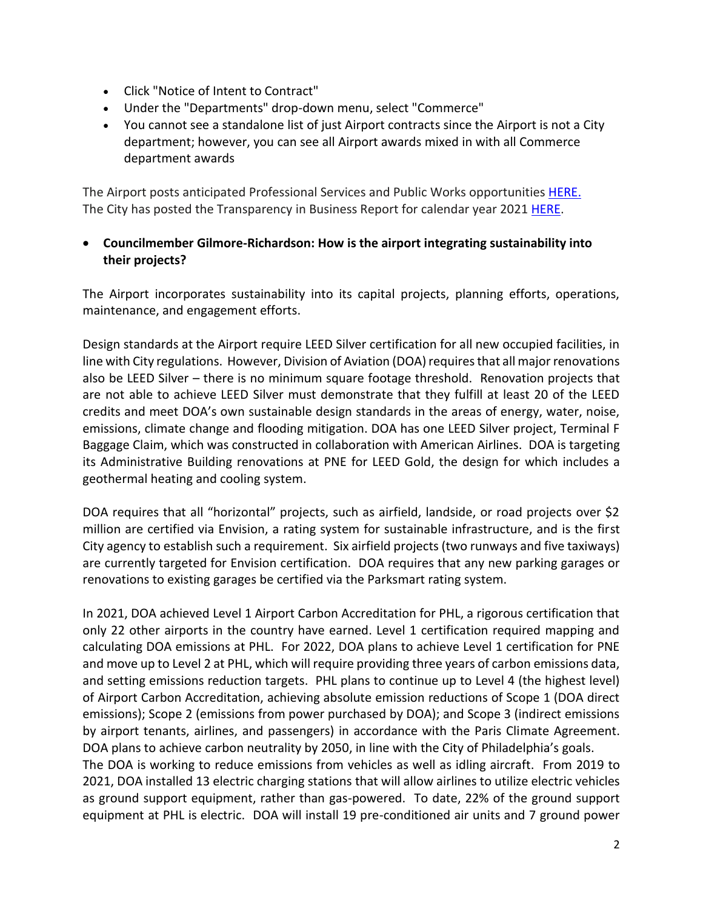- Click "Notice of Intent to Contract"
- Under the "Departments" drop-down menu, select "Commerce"
- You cannot see a standalone list of just Airport contracts since the Airport is not a City department; however, you can see all Airport awards mixed in with all Commerce department awards

The Airport posts anticipated Professional Services and Public Works opportunities HERE.
The City has posted the Transparency in Business Report for calendar year 2021 HERE.

- **Councilmember Gilmore-Richardson: How is the airport integrating sustainability into their projects?**

The Airport incorporates sustainability into its capital projects, planning efforts, operations, maintenance, and engagement efforts.

Design standards at the Airport require LEED Silver certification for all new occupied facilities, in line with City regulations. However, Division of Aviation (DOA) requires that all major renovations also be LEED Silver – there is no minimum square footage threshold. Renovation projects that are not able to achieve LEED Silver must demonstrate that they fulfill at least 20 of the LEED credits and meet DOA's own sustainable design standards in the areas of energy, water, noise, emissions, climate change and flooding mitigation. DOA has one LEED Silver project, Terminal F Baggage Claim, which was constructed in collaboration with American Airlines. DOA is targeting its Administrative Building renovations at PNE for LEED Gold, the design for which includes a geothermal heating and cooling system.

DOA requires that all "horizontal" projects, such as airfield, landside, or road projects over $2 million are certified via Envision, a rating system for sustainable infrastructure, and is the first City agency to establish such a requirement. Six airfield projects (two runways and five taxiways) are currently targeted for Envision certification. DOA requires that any new parking garages or renovations to existing garages be certified via the Parksmart rating system.

In 2021, DOA achieved Level 1 Airport Carbon Accreditation for PHL, a rigorous certification that only 22 other airports in the country have earned. Level 1 certification required mapping and calculating DOA emissions at PHL. For 2022, DOA plans to achieve Level 1 certification for PNE and move up to Level 2 at PHL, which will require providing three years of carbon emissions data, and setting emissions reduction targets. PHL plans to continue up to Level 4 (the highest level) of Airport Carbon Accreditation, achieving absolute emission reductions of Scope 1 (DOA direct emissions); Scope 2 (emissions from power purchased by DOA); and Scope 3 (indirect emissions by airport tenants, airlines, and passengers) in accordance with the Paris Climate Agreement. DOA plans to achieve carbon neutrality by 2050, in line with the City of Philadelphia's goals.
The DOA is working to reduce emissions from vehicles as well as idling aircraft. From 2019 to 2021, DOA installed 13 electric charging stations that will allow airlines to utilize electric vehicles as ground support equipment, rather than gas-powered. To date, 22% of the ground support equipment at PHL is electric. DOA will install 19 pre-conditioned air units and 7 ground power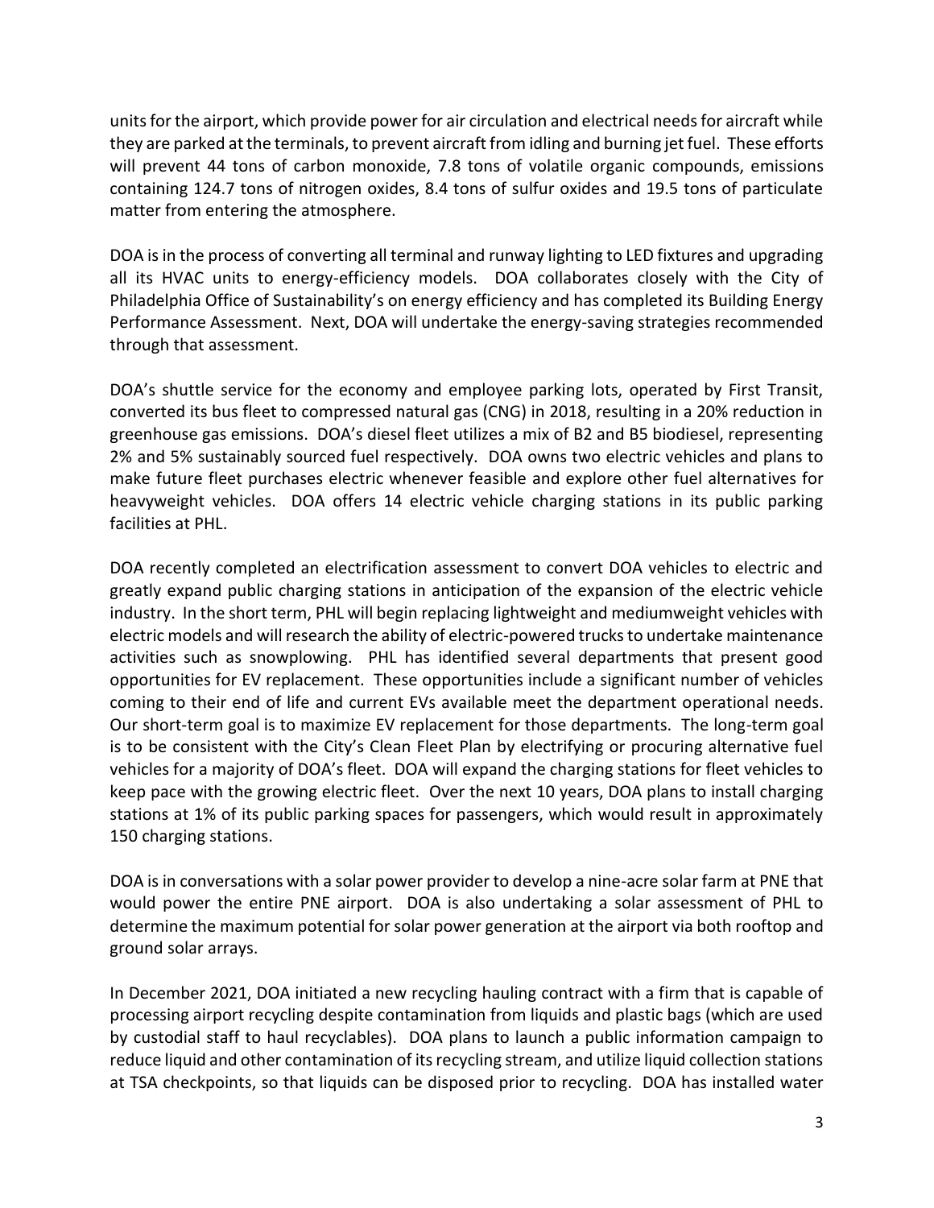units for the airport, which provide power for air circulation and electrical needs for aircraft while they are parked at the terminals, to prevent aircraft from idling and burning jet fuel. These efforts will prevent 44 tons of carbon monoxide, 7.8 tons of volatile organic compounds, emissions containing 124.7 tons of nitrogen oxides, 8.4 tons of sulfur oxides and 19.5 tons of particulate matter from entering the atmosphere.

DOA is in the process of converting all terminal and runway lighting to LED fixtures and upgrading all its HVAC units to energy-efficiency models. DOA collaborates closely with the City of Philadelphia Office of Sustainability's on energy efficiency and has completed its Building Energy Performance Assessment. Next, DOA will undertake the energy-saving strategies recommended through that assessment.

DOA's shuttle service for the economy and employee parking lots, operated by First Transit, converted its bus fleet to compressed natural gas (CNG) in 2018, resulting in a 20% reduction in greenhouse gas emissions. DOA's diesel fleet utilizes a mix of B2 and B5 biodiesel, representing 2% and 5% sustainably sourced fuel respectively. DOA owns two electric vehicles and plans to make future fleet purchases electric whenever feasible and explore other fuel alternatives for heavyweight vehicles. DOA offers 14 electric vehicle charging stations in its public parking facilities at PHL.

DOA recently completed an electrification assessment to convert DOA vehicles to electric and greatly expand public charging stations in anticipation of the expansion of the electric vehicle industry. In the short term, PHL will begin replacing lightweight and mediumweight vehicles with electric models and will research the ability of electric-powered trucks to undertake maintenance activities such as snowplowing. PHL has identified several departments that present good opportunities for EV replacement. These opportunities include a significant number of vehicles coming to their end of life and current EVs available meet the department operational needs. Our short-term goal is to maximize EV replacement for those departments. The long-term goal is to be consistent with the City's Clean Fleet Plan by electrifying or procuring alternative fuel vehicles for a majority of DOA's fleet. DOA will expand the charging stations for fleet vehicles to keep pace with the growing electric fleet. Over the next 10 years, DOA plans to install charging stations at 1% of its public parking spaces for passengers, which would result in approximately 150 charging stations.

DOA is in conversations with a solar power provider to develop a nine-acre solar farm at PNE that would power the entire PNE airport. DOA is also undertaking a solar assessment of PHL to determine the maximum potential for solar power generation at the airport via both rooftop and ground solar arrays.

In December 2021, DOA initiated a new recycling hauling contract with a firm that is capable of processing airport recycling despite contamination from liquids and plastic bags (which are used by custodial staff to haul recyclables). DOA plans to launch a public information campaign to reduce liquid and other contamination of its recycling stream, and utilize liquid collection stations at TSA checkpoints, so that liquids can be disposed prior to recycling. DOA has installed water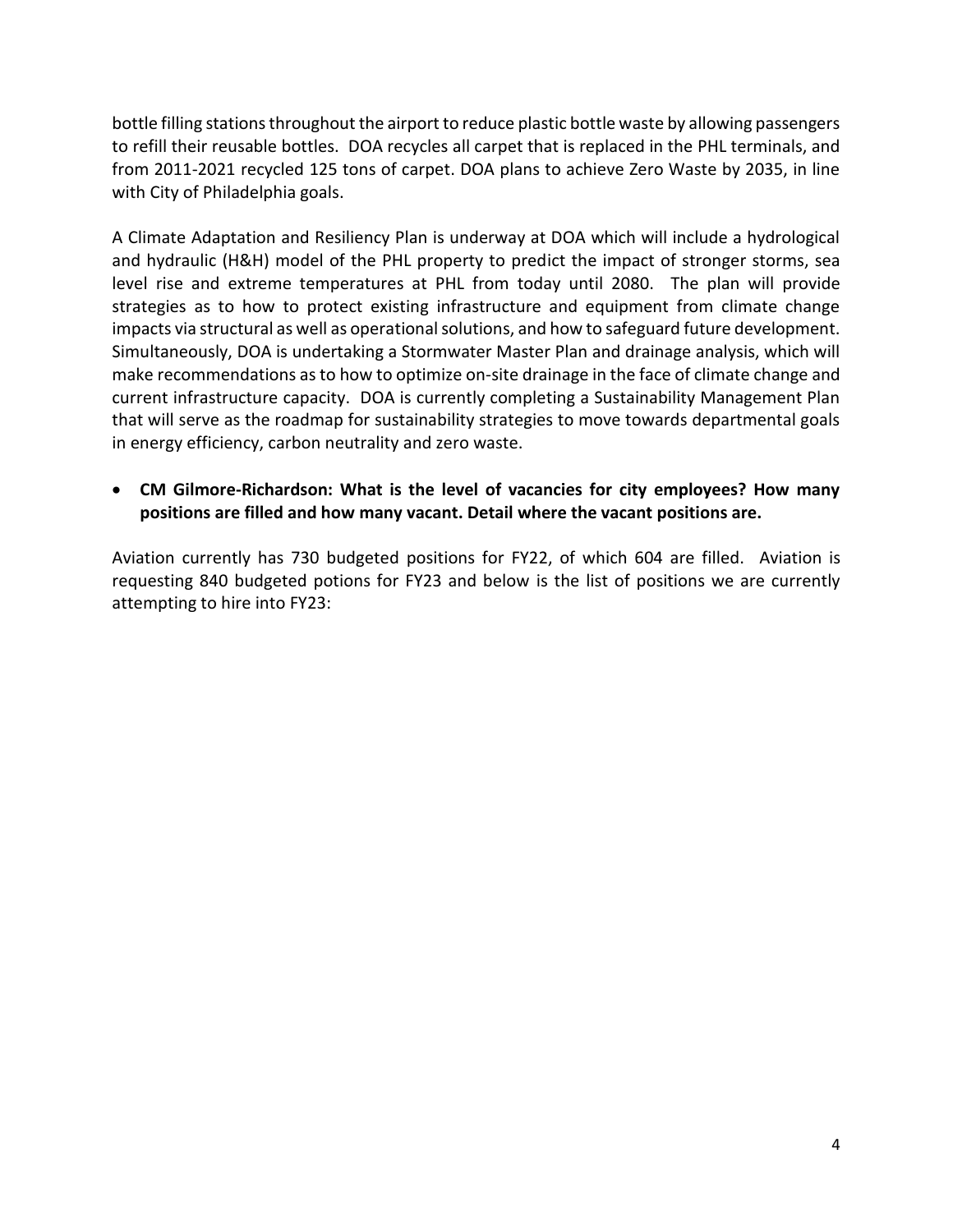bottle filling stations throughout the airport to reduce plastic bottle waste by allowing passengers to refill their reusable bottles. DOA recycles all carpet that is replaced in the PHL terminals, and from 2011-2021 recycled 125 tons of carpet. DOA plans to achieve Zero Waste by 2035, in line with City of Philadelphia goals.

A Climate Adaptation and Resiliency Plan is underway at DOA which will include a hydrological and hydraulic (H&H) model of the PHL property to predict the impact of stronger storms, sea level rise and extreme temperatures at PHL from today until 2080. The plan will provide strategies as to how to protect existing infrastructure and equipment from climate change impacts via structural as well as operational solutions, and how to safeguard future development. Simultaneously, DOA is undertaking a Stormwater Master Plan and drainage analysis, which will make recommendations as to how to optimize on-site drainage in the face of climate change and current infrastructure capacity. DOA is currently completing a Sustainability Management Plan that will serve as the roadmap for sustainability strategies to move towards departmental goals in energy efficiency, carbon neutrality and zero waste.

- **CM Gilmore-Richardson: What is the level of vacancies for city employees? How many positions are filled and how many vacant. Detail where the vacant positions are.**

Aviation currently has 730 budgeted positions for FY22, of which 604 are filled. Aviation is requesting 840 budgeted potions for FY23 and below is the list of positions we are currently attempting to hire into FY23: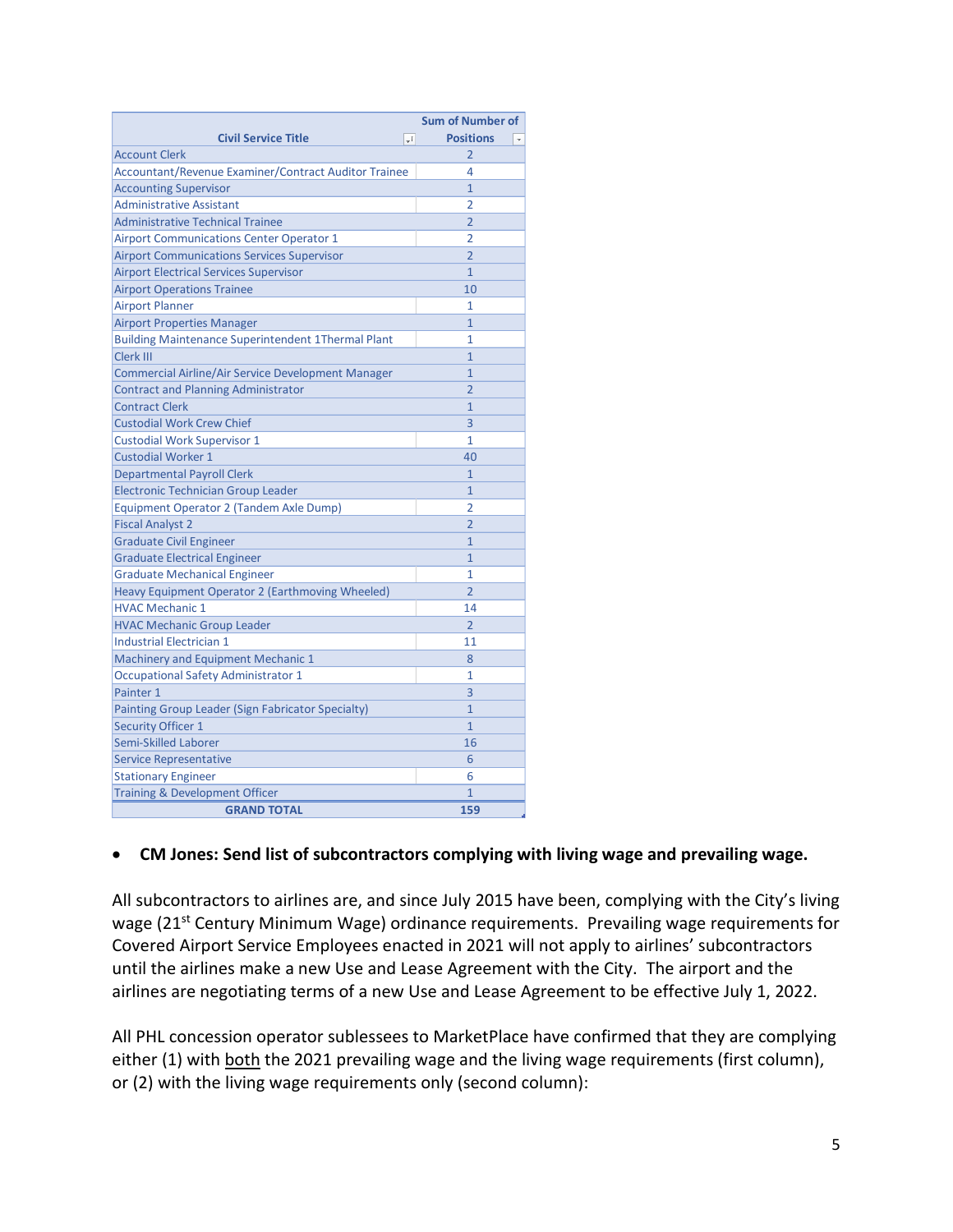| Civil Service Title | Sum of Number of Positions |
|---|---|
| Account Clerk | 2 |
| Accountant/Revenue Examiner/Contract Auditor Trainee | 4 |
| Accounting Supervisor | 1 |
| Administrative Assistant | 2 |
| Administrative Technical Trainee | 2 |
| Airport Communications Center Operator 1 | 2 |
| Airport Communications Services Supervisor | 2 |
| Airport Electrical Services Supervisor | 1 |
| Airport Operations Trainee | 10 |
| Airport Planner | 1 |
| Airport Properties Manager | 1 |
| Building Maintenance Superintendent 1Thermal Plant | 1 |
| Clerk III | 1 |
| Commercial Airline/Air Service Development Manager | 1 |
| Contract and Planning Administrator | 2 |
| Contract Clerk | 1 |
| Custodial Work Crew Chief | 3 |
| Custodial Work Supervisor 1 | 1 |
| Custodial Worker 1 | 40 |
| Departmental Payroll Clerk | 1 |
| Electronic Technician Group Leader | 1 |
| Equipment Operator 2 (Tandem Axle Dump) | 2 |
| Fiscal Analyst 2 | 2 |
| Graduate Civil Engineer | 1 |
| Graduate Electrical Engineer | 1 |
| Graduate Mechanical Engineer | 1 |
| Heavy Equipment Operator 2 (Earthmoving Wheeled) | 2 |
| HVAC Mechanic 1 | 14 |
| HVAC Mechanic Group Leader | 2 |
| Industrial Electrician 1 | 11 |
| Machinery and Equipment Mechanic 1 | 8 |
| Occupational Safety Administrator 1 | 1 |
| Painter 1 | 3 |
| Painting Group Leader (Sign Fabricator Specialty) | 1 |
| Security Officer 1 | 1 |
| Semi-Skilled Laborer | 16 |
| Service Representative | 6 |
| Stationary Engineer | 6 |
| Training & Development Officer | 1 |
| **GRAND TOTAL** | **159** |

- **CM Jones: Send list of subcontractors complying with living wage and prevailing wage.**

All subcontractors to airlines are, and since July 2015 have been, complying with the City's living wage (21st Century Minimum Wage) ordinance requirements. Prevailing wage requirements for Covered Airport Service Employees enacted in 2021 will not apply to airlines' subcontractors until the airlines make a new Use and Lease Agreement with the City. The airport and the airlines are negotiating terms of a new Use and Lease Agreement to be effective July 1, 2022.

All PHL concession operator sublessees to MarketPlace have confirmed that they are complying either (1) with both the 2021 prevailing wage and the living wage requirements (first column), or (2) with the living wage requirements only (second column):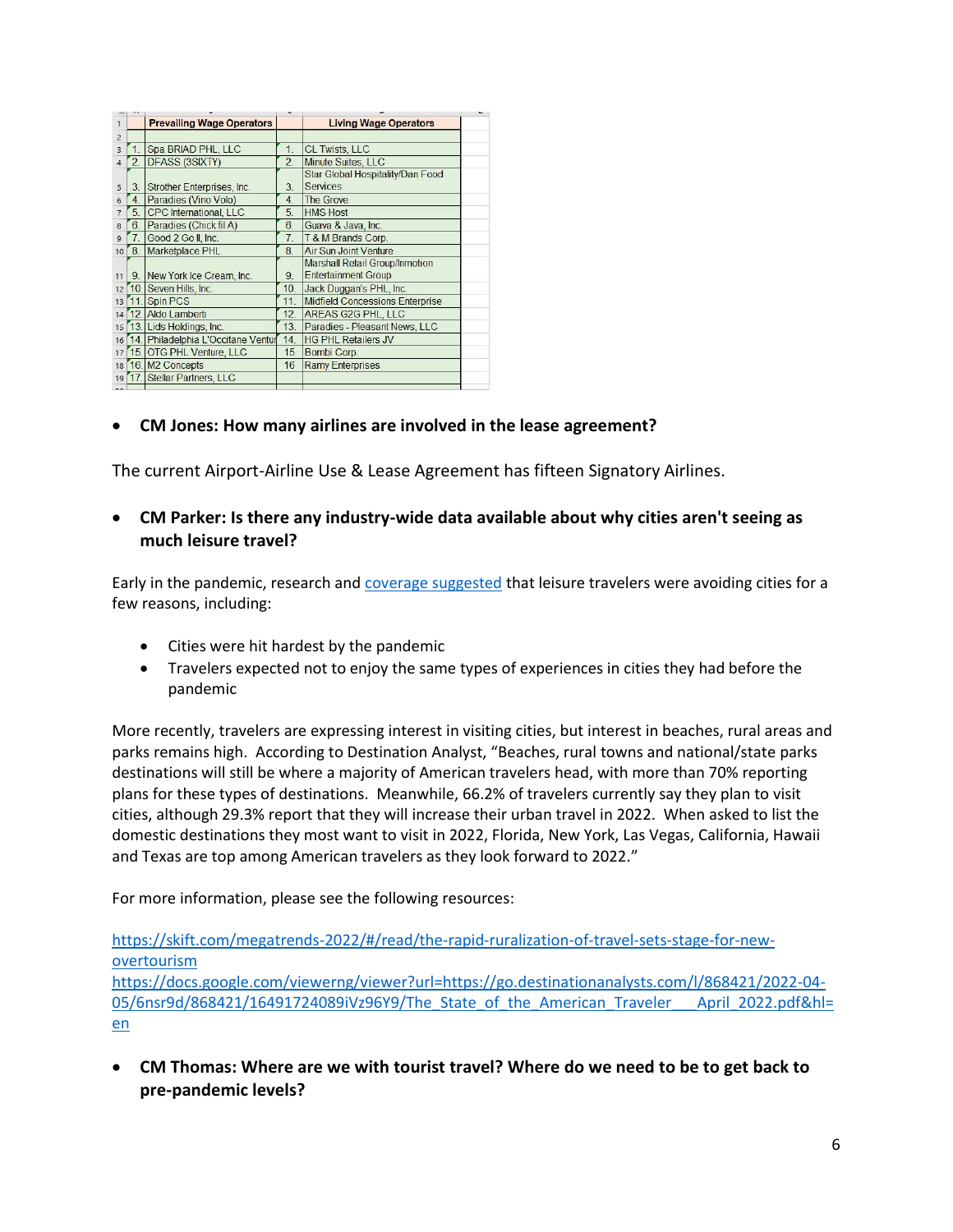| | Prevailing Wage Operators | | Living Wage Operators |
|---|---|---|---|
| 1. | Spa BRIAD PHL, LLC | 1. | CL Twists, LLC |
| 2. | DFASS (3SIXTY) | 2. | Minute Suites, LLC |
| 3. | Strother Enterprises, Inc. | 3. | Star Global Hospitality/Dan Food Services |
| 4. | Paradies (Vino Volo) | 4. | The Grove |
| 5. | CPC International, LLC | 5. | HMS Host |
| 6. | Paradies (Chick fil A) | 6. | Guava & Java, Inc. |
| 7. | Good 2 Go II, Inc. | 7. | T & M Brands Corp. |
| 8. | Marketplace PHL | 8. | Air Sun Joint Venture |
| 9. | New York Ice Cream, Inc. | 9. | Marshall Retail Group/Inmotion Entertainment Group |
| 10. | Seven Hills, Inc. | 10. | Jack Duggan's PHL, Inc. |
| 11. | Spin PCS | 11. | Midfield Concessions Enterprise |
| 12. | Aldo Lamberti | 12. | AREAS G2G PHL, LLC |
| 13. | Lids Holdings, Inc. | 13. | Paradies - Pleasant News, LLC |
| 14. | Philadelphia L'Occitane Ventur | 14. | HG PHL Retailers JV |
| 15. | OTG PHL Venture, LLC | 15 | Bombi Corp. |
| 16. | M2 Concepts | 16 | Ramy Enterprises |
| 17. | Stellar Partners, LLC | | |

- **CM Jones: How many airlines are involved in the lease agreement?**

The current Airport-Airline Use & Lease Agreement has fifteen Signatory Airlines.

- **CM Parker: Is there any industry-wide data available about why cities aren't seeing as much leisure travel?**

Early in the pandemic, research and coverage suggested that leisure travelers were avoiding cities for a few reasons, including:

- Cities were hit hardest by the pandemic
- Travelers expected not to enjoy the same types of experiences in cities they had before the pandemic

More recently, travelers are expressing interest in visiting cities, but interest in beaches, rural areas and parks remains high. According to Destination Analyst, "Beaches, rural towns and national/state parks destinations will still be where a majority of American travelers head, with more than 70% reporting plans for these types of destinations. Meanwhile, 66.2% of travelers currently say they plan to visit cities, although 29.3% report that they will increase their urban travel in 2022. When asked to list the domestic destinations they most want to visit in 2022, Florida, New York, Las Vegas, California, Hawaii and Texas are top among American travelers as they look forward to 2022."

For more information, please see the following resources:

https://skift.com/megatrends-2022/#/read/the-rapid-ruralization-of-travel-sets-stage-for-new-overtourism
https://docs.google.com/viewerng/viewer?url=https://go.destinationanalysts.com/l/868421/2022-04-05/6nsr9d/868421/16491724089iVz96Y9/The_State_of_the_American_Traveler___April_2022.pdf&hl=en

- **CM Thomas: Where are we with tourist travel? Where do we need to be to get back to pre-pandemic levels?**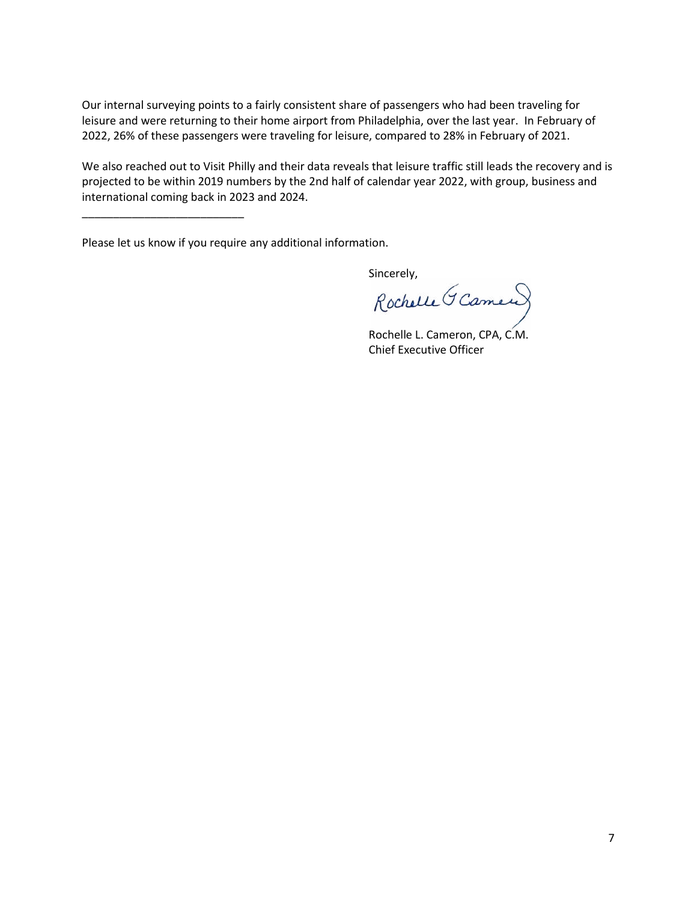Our internal surveying points to a fairly consistent share of passengers who had been traveling for leisure and were returning to their home airport from Philadelphia, over the last year. In February of 2022, 26% of these passengers were traveling for leisure, compared to 28% in February of 2021.

We also reached out to Visit Philly and their data reveals that leisure traffic still leads the recovery and is projected to be within 2019 numbers by the 2nd half of calendar year 2022, with group, business and international coming back in 2023 and 2024.

___________________________

Please let us know if you require any additional information.

Sincerely,

Rochelle L. Cameron, CPA, C.M.
Chief Executive Officer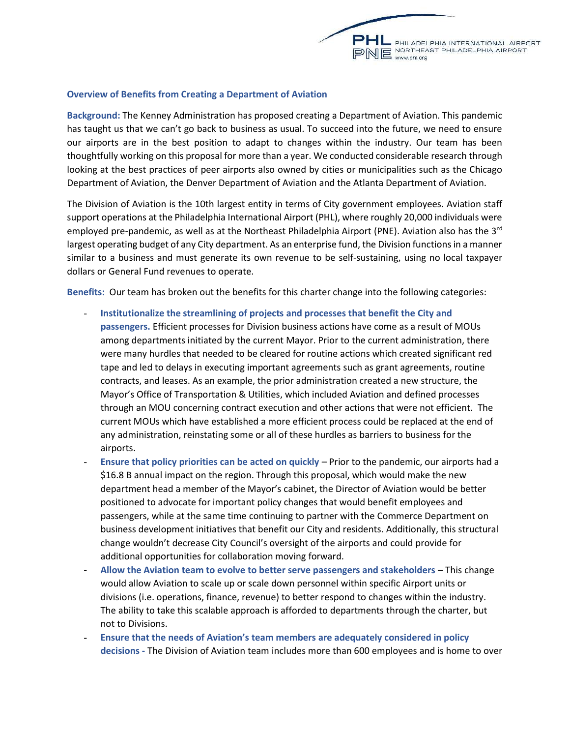**Overview of Benefits from Creating a Department of Aviation**

**Background:** The Kenney Administration has proposed creating a Department of Aviation. This pandemic has taught us that we can't go back to business as usual. To succeed into the future, we need to ensure our airports are in the best position to adapt to changes within the industry. Our team has been thoughtfully working on this proposal for more than a year. We conducted considerable research through looking at the best practices of peer airports also owned by cities or municipalities such as the Chicago Department of Aviation, the Denver Department of Aviation and the Atlanta Department of Aviation.

The Division of Aviation is the 10th largest entity in terms of City government employees. Aviation staff support operations at the Philadelphia International Airport (PHL), where roughly 20,000 individuals were employed pre-pandemic, as well as at the Northeast Philadelphia Airport (PNE). Aviation also has the 3rd largest operating budget of any City department. As an enterprise fund, the Division functions in a manner similar to a business and must generate its own revenue to be self-sustaining, using no local taxpayer dollars or General Fund revenues to operate.

**Benefits:** Our team has broken out the benefits for this charter change into the following categories:

- **Institutionalize the streamlining of projects and processes that benefit the City and passengers.** Efficient processes for Division business actions have come as a result of MOUs among departments initiated by the current Mayor. Prior to the current administration, there were many hurdles that needed to be cleared for routine actions which created significant red tape and led to delays in executing important agreements such as grant agreements, routine contracts, and leases. As an example, the prior administration created a new structure, the Mayor's Office of Transportation & Utilities, which included Aviation and defined processes through an MOU concerning contract execution and other actions that were not efficient. The current MOUs which have established a more efficient process could be replaced at the end of any administration, reinstating some or all of these hurdles as barriers to business for the airports.
- **Ensure that policy priorities can be acted on quickly** – Prior to the pandemic, our airports had a $16.8 B annual impact on the region. Through this proposal, which would make the new department head a member of the Mayor's cabinet, the Director of Aviation would be better positioned to advocate for important policy changes that would benefit employees and passengers, while at the same time continuing to partner with the Commerce Department on business development initiatives that benefit our City and residents. Additionally, this structural change wouldn't decrease City Council's oversight of the airports and could provide for additional opportunities for collaboration moving forward.
- **Allow the Aviation team to evolve to better serve passengers and stakeholders** – This change would allow Aviation to scale up or scale down personnel within specific Airport units or divisions (i.e. operations, finance, revenue) to better respond to changes within the industry. The ability to take this scalable approach is afforded to departments through the charter, but not to Divisions.
- **Ensure that the needs of Aviation's team members are adequately considered in policy decisions -** The Division of Aviation team includes more than 600 employees and is home to over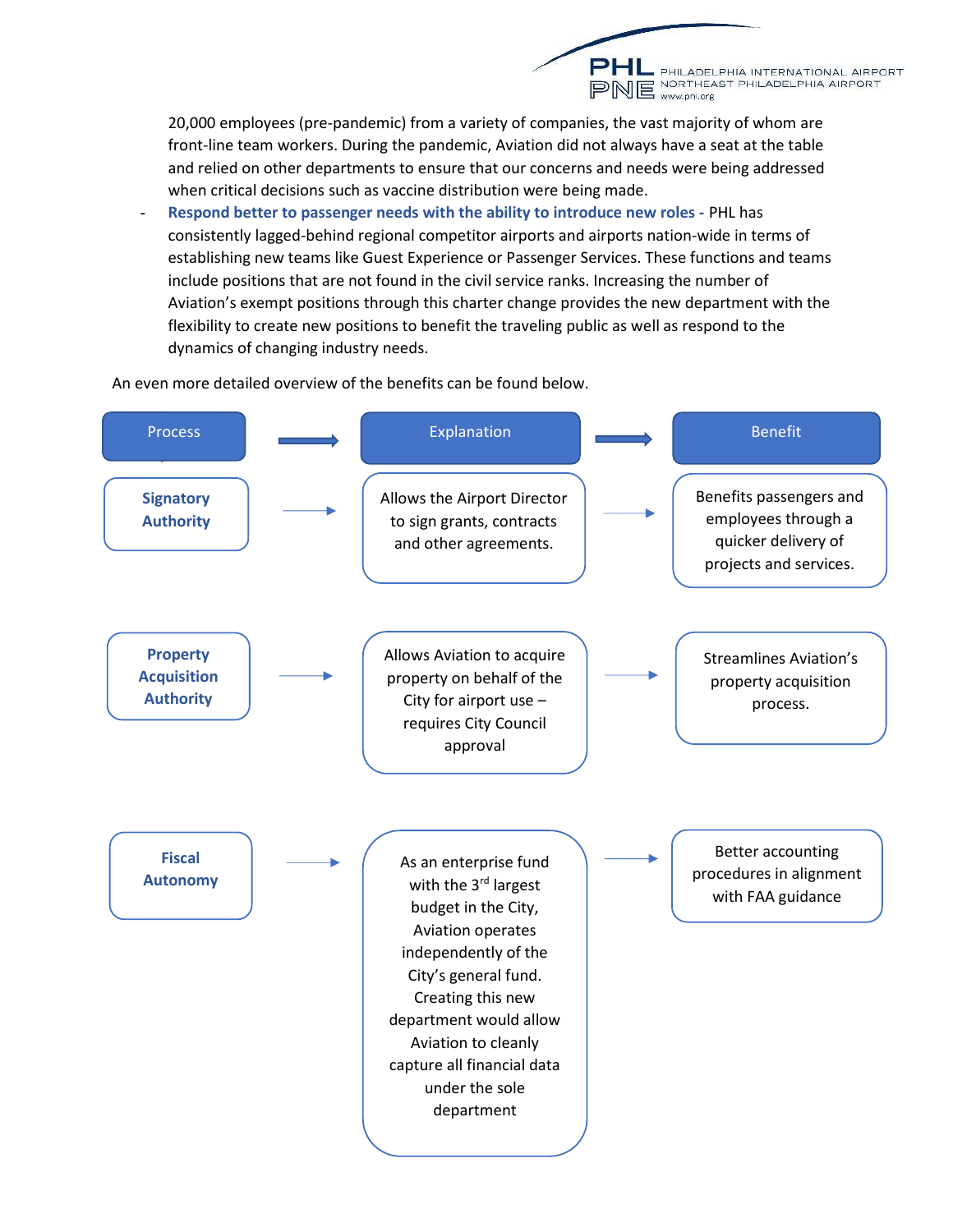20,000 employees (pre-pandemic) from a variety of companies, the vast majority of whom are front-line team workers. During the pandemic, Aviation did not always have a seat at the table and relied on other departments to ensure that our concerns and needs were being addressed when critical decisions such as vaccine distribution were being made.

- **Respond better to passenger needs with the ability to introduce new roles -** PHL has consistently lagged-behind regional competitor airports and airports nation-wide in terms of establishing new teams like Guest Experience or Passenger Services. These functions and teams include positions that are not found in the civil service ranks. Increasing the number of Aviation's exempt positions through this charter change provides the new department with the flexibility to create new positions to benefit the traveling public as well as respond to the dynamics of changing industry needs.

An even more detailed overview of the benefits can be found below.

| Process | Explanation | Benefit |
|---|---|---|
| **Signatory Authority** | Allows the Airport Director to sign grants, contracts and other agreements. | Benefits passengers and employees through a quicker delivery of projects and services. |
| **Property Acquisition Authority** | Allows Aviation to acquire property on behalf of the City for airport use – requires City Council approval | Streamlines Aviation's property acquisition process. |
| **Fiscal Autonomy** | As an enterprise fund with the 3rd largest budget in the City, Aviation operates independently of the City's general fund. Creating this new department would allow Aviation to cleanly capture all financial data under the sole department | Better accounting procedures in alignment with FAA guidance |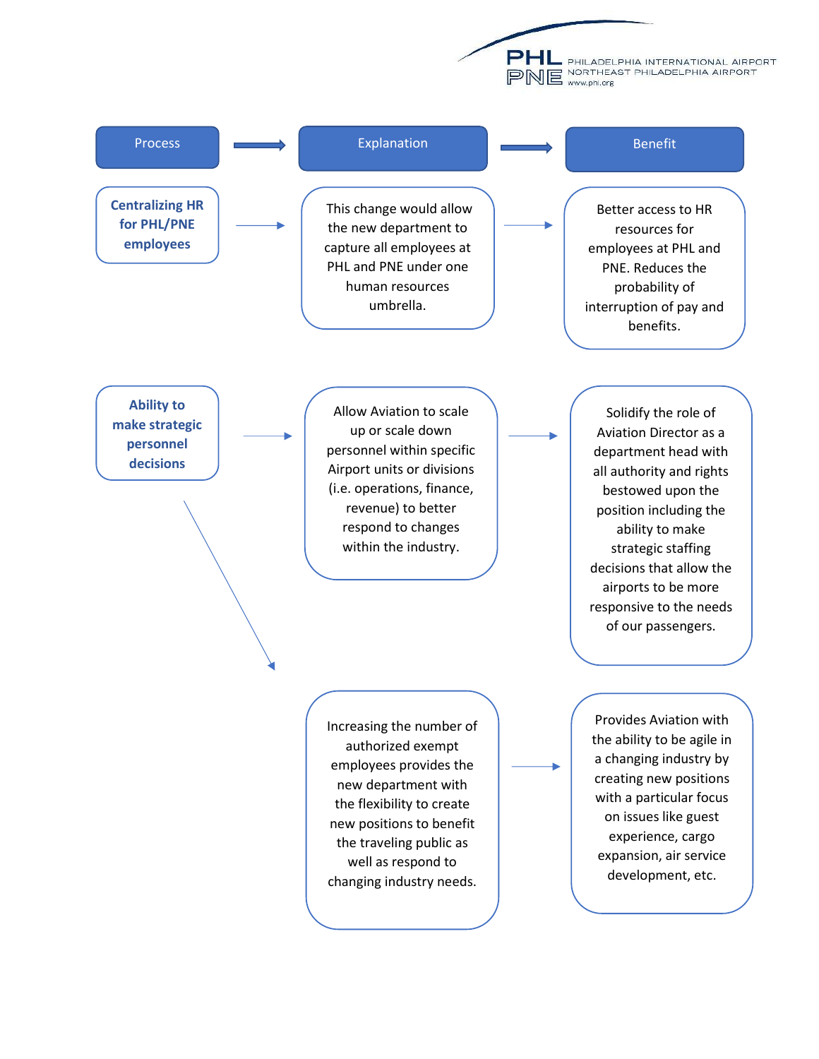| Process | Explanation | Benefit |
| --- | --- | --- |
| **Centralizing HR for PHL/PNE employees** | This change would allow the new department to capture all employees at PHL and PNE under one human resources umbrella. | Better access to HR resources for employees at PHL and PNE. Reduces the probability of interruption of pay and benefits. |
| **Ability to make strategic personnel decisions** | Allow Aviation to scale up or scale down personnel within specific Airport units or divisions (i.e. operations, finance, revenue) to better respond to changes within the industry. | Solidify the role of Aviation Director as a department head with all authority and rights bestowed upon the position including the ability to make strategic staffing decisions that allow the airports to be more responsive to the needs of our passengers. |
| | Increasing the number of authorized exempt employees provides the new department with the flexibility to create new positions to benefit the traveling public as well as respond to changing industry needs. | Provides Aviation with the ability to be agile in a changing industry by creating new positions with a particular focus on issues like guest experience, cargo expansion, air service development, etc. |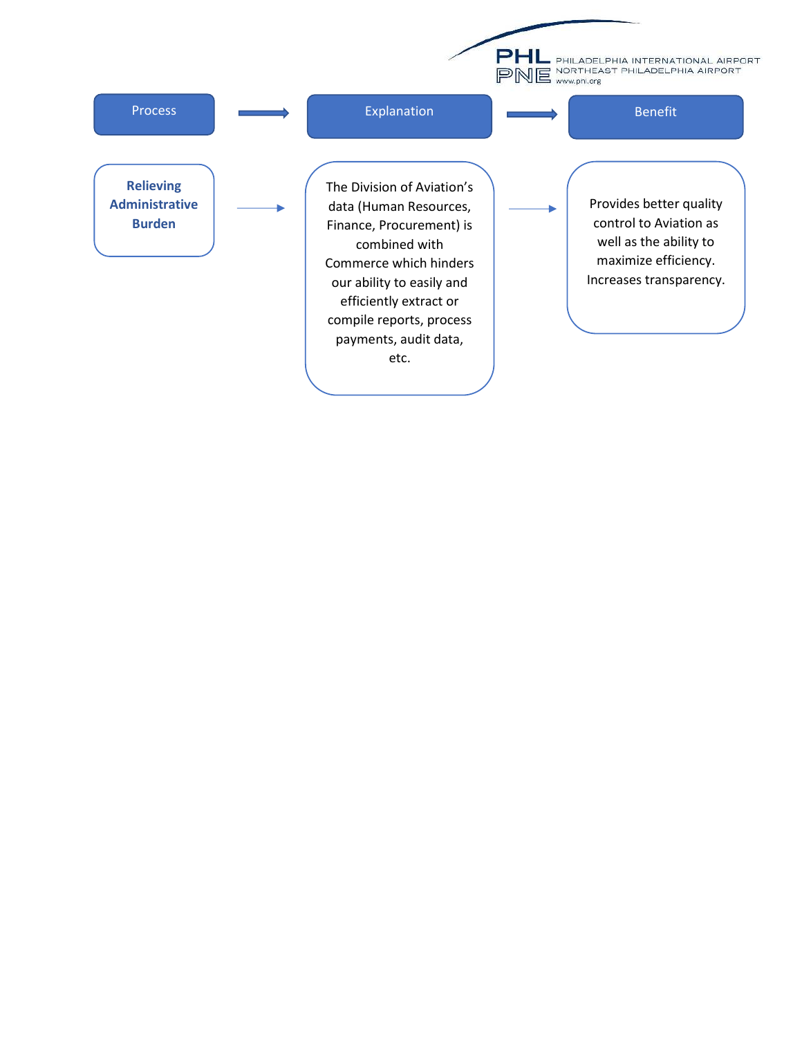| Process | Explanation | Benefit |
| --- | --- | --- |
| **Relieving Administrative Burden** | The Division of Aviation's data (Human Resources, Finance, Procurement) is combined with Commerce which hinders our ability to easily and efficiently extract or compile reports, process payments, audit data, etc. | Provides better quality control to Aviation as well as the ability to maximize efficiency. Increases transparency. |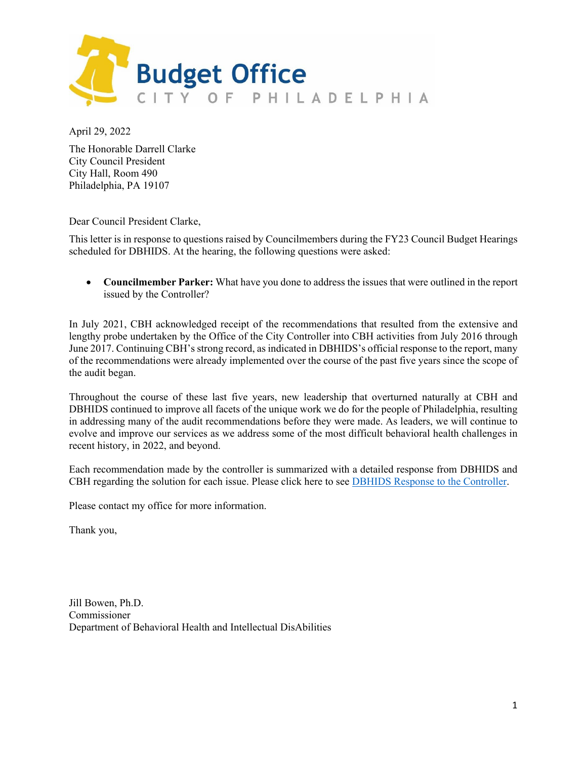Budget Office

CITY OF PHILADELPHIA

April 29, 2022

The Honorable Darrell Clarke
City Council President
City Hall, Room 490
Philadelphia, PA 19107

Dear Council President Clarke,

This letter is in response to questions raised by Councilmembers during the FY23 Council Budget Hearings scheduled for DBHIDS. At the hearing, the following questions were asked:

- **Councilmember Parker:** What have you done to address the issues that were outlined in the report issued by the Controller?

In July 2021, CBH acknowledged receipt of the recommendations that resulted from the extensive and lengthy probe undertaken by the Office of the City Controller into CBH activities from July 2016 through June 2017. Continuing CBH's strong record, as indicated in DBHIDS's official response to the report, many of the recommendations were already implemented over the course of the past five years since the scope of the audit began.

Throughout the course of these last five years, new leadership that overturned naturally at CBH and DBHIDS continued to improve all facets of the unique work we do for the people of Philadelphia, resulting in addressing many of the audit recommendations before they were made. As leaders, we will continue to evolve and improve our services as we address some of the most difficult behavioral health challenges in recent history, in 2022, and beyond.

Each recommendation made by the controller is summarized with a detailed response from DBHIDS and CBH regarding the solution for each issue. Please click here to see DBHIDS Response to the Controller.

Please contact my office for more information.

Thank you,

Jill Bowen, Ph.D.
Commissioner
Department of Behavioral Health and Intellectual DisAbilities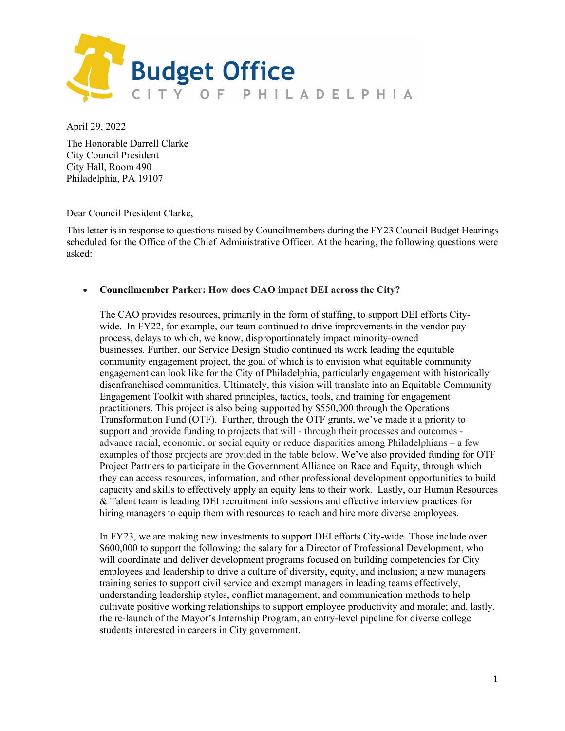April 29, 2022

The Honorable Darrell Clarke
City Council President
City Hall, Room 490
Philadelphia, PA 19107

Dear Council President Clarke,

This letter is in response to questions raised by Councilmembers during the FY23 Council Budget Hearings scheduled for the Office of the Chief Administrative Officer. At the hearing, the following questions were asked:

- **Councilmember Parker: How does CAO impact DEI across the City?**

  The CAO provides resources, primarily in the form of staffing, to support DEI efforts City-wide. In FY22, for example, our team continued to drive improvements in the vendor pay process, delays to which, we know, disproportionately impact minority-owned businesses. Further, our Service Design Studio continued its work leading the equitable community engagement project, the goal of which is to envision what equitable community engagement can look like for the City of Philadelphia, particularly engagement with historically disenfranchised communities. Ultimately, this vision will translate into an Equitable Community Engagement Toolkit with shared principles, tactics, tools, and training for engagement practitioners. This project is also being supported by $550,000 through the Operations Transformation Fund (OTF). Further, through the OTF grants, we've made it a priority to support and provide funding to projects that will - through their processes and outcomes - advance racial, economic, or social equity or reduce disparities among Philadelphians – a few examples of those projects are provided in the table below. We've also provided funding for OTF Project Partners to participate in the Government Alliance on Race and Equity, through which they can access resources, information, and other professional development opportunities to build capacity and skills to effectively apply an equity lens to their work. Lastly, our Human Resources & Talent team is leading DEI recruitment info sessions and effective interview practices for hiring managers to equip them with resources to reach and hire more diverse employees.

  In FY23, we are making new investments to support DEI efforts City-wide. Those include over $600,000 to support the following: the salary for a Director of Professional Development, who will coordinate and deliver development programs focused on building competencies for City employees and leadership to drive a culture of diversity, equity, and inclusion; a new managers training series to support civil service and exempt managers in leading teams effectively, understanding leadership styles, conflict management, and communication methods to help cultivate positive working relationships to support employee productivity and morale; and, lastly, the re-launch of the Mayor's Internship Program, an entry-level pipeline for diverse college students interested in careers in City government.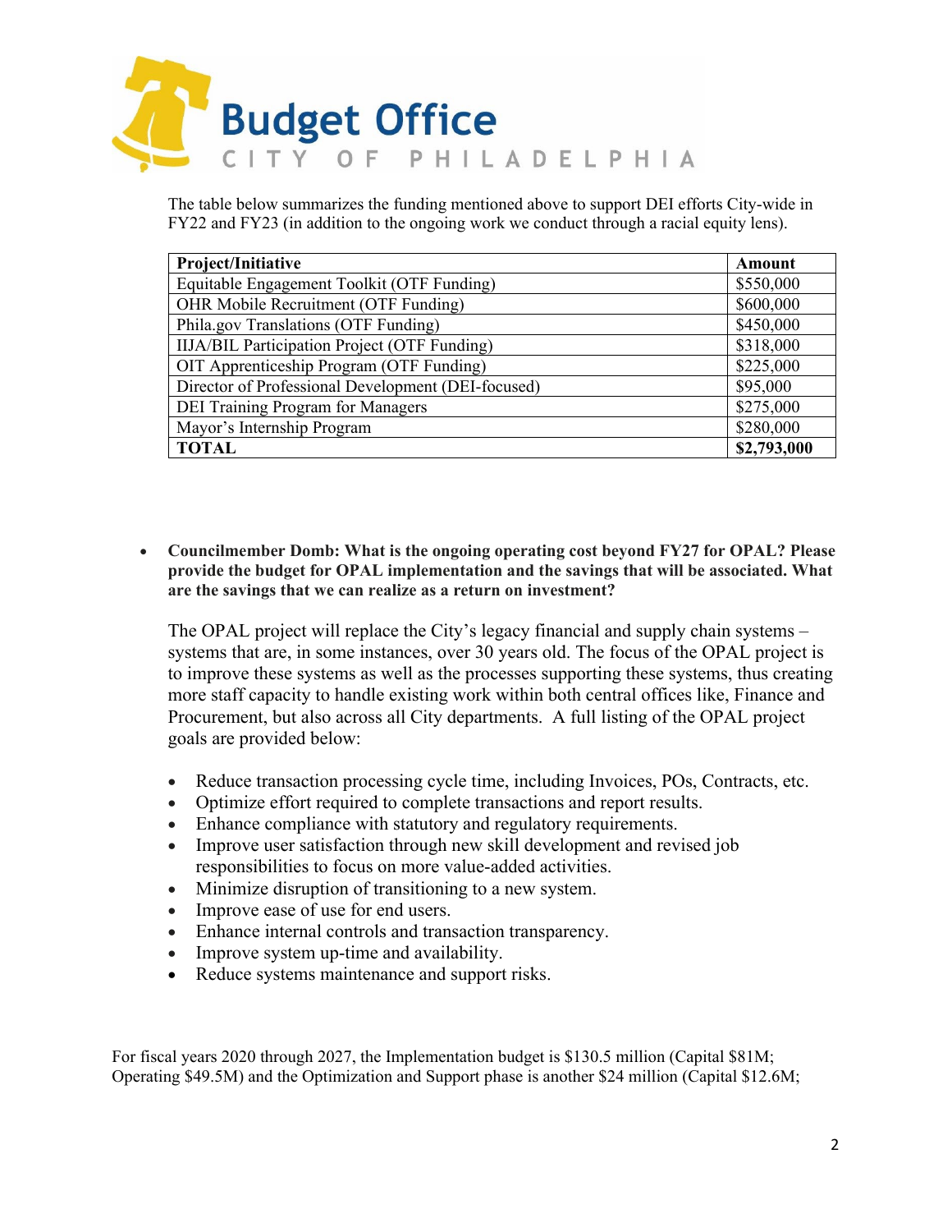The table below summarizes the funding mentioned above to support DEI efforts City-wide in FY22 and FY23 (in addition to the ongoing work we conduct through a racial equity lens).

| Project/Initiative | Amount |
| --- | --- |
| Equitable Engagement Toolkit (OTF Funding) | $550,000 |
| OHR Mobile Recruitment (OTF Funding) | $600,000 |
| Phila.gov Translations (OTF Funding) | $450,000 |
| IIJA/BIL Participation Project (OTF Funding) | $318,000 |
| OIT Apprenticeship Program (OTF Funding) | $225,000 |
| Director of Professional Development (DEI-focused) | $95,000 |
| DEI Training Program for Managers | $275,000 |
| Mayor's Internship Program | $280,000 |
| **TOTAL** | **$2,793,000** |

- **Councilmember Domb: What is the ongoing operating cost beyond FY27 for OPAL? Please provide the budget for OPAL implementation and the savings that will be associated. What are the savings that we can realize as a return on investment?**

  The OPAL project will replace the City's legacy financial and supply chain systems – systems that are, in some instances, over 30 years old. The focus of the OPAL project is to improve these systems as well as the processes supporting these systems, thus creating more staff capacity to handle existing work within both central offices like, Finance and Procurement, but also across all City departments. A full listing of the OPAL project goals are provided below:

  - Reduce transaction processing cycle time, including Invoices, POs, Contracts, etc.
  - Optimize effort required to complete transactions and report results.
  - Enhance compliance with statutory and regulatory requirements.
  - Improve user satisfaction through new skill development and revised job responsibilities to focus on more value-added activities.
  - Minimize disruption of transitioning to a new system.
  - Improve ease of use for end users.
  - Enhance internal controls and transaction transparency.
  - Improve system up-time and availability.
  - Reduce systems maintenance and support risks.

For fiscal years 2020 through 2027, the Implementation budget is $130.5 million (Capital $81M; Operating $49.5M) and the Optimization and Support phase is another $24 million (Capital $12.6M;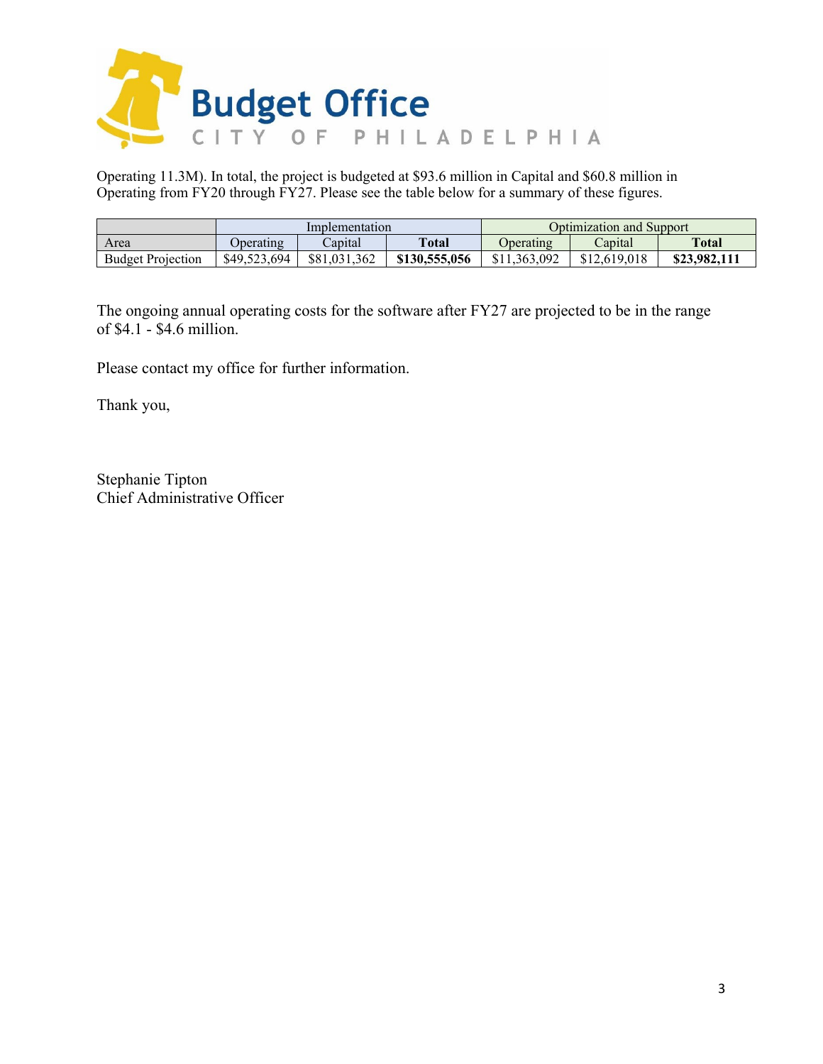Operating 11.3M). In total, the project is budgeted at $93.6 million in Capital and $60.8 million in Operating from FY20 through FY27. Please see the table below for a summary of these figures.

| | Implementation | | | Optimization and Support | | |
|---|---|---|---|---|---|---|
| Area | Operating | Capital | **Total** | Operating | Capital | **Total** |
| Budget Projection | $49,523,694 | $81,031,362 | **$130,555,056** | $11,363,092 | $12,619,018 | **$23,982,111** |

The ongoing annual operating costs for the software after FY27 are projected to be in the range of $4.1 - $4.6 million.

Please contact my office for further information.

Thank you,

Stephanie Tipton
Chief Administrative Officer